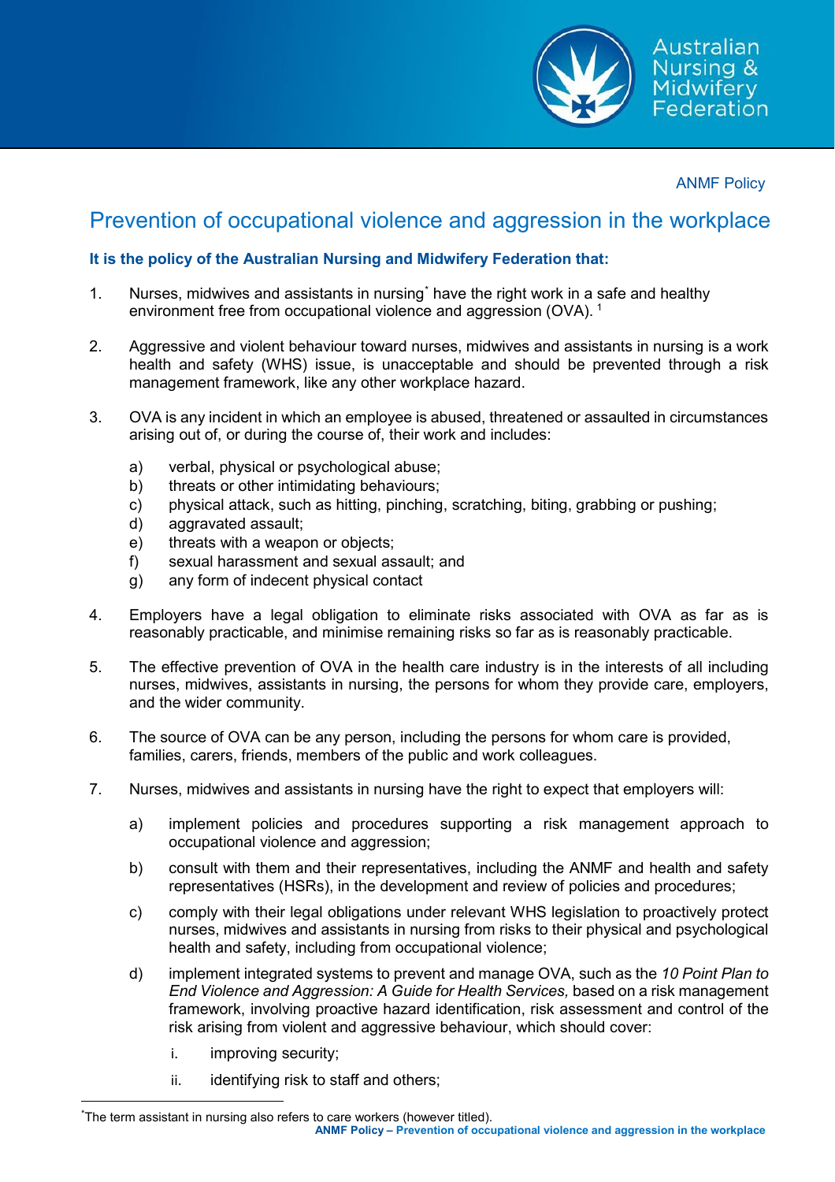ANMF Policy

# Prevention of occupational violence and aggression in the workplace

**It is the policy of the Australian Nursing and Midwifery Federation that:**

1. Nurses, midwives and assistants in nursing* have the right work in a safe and healthy environment free from occupational violence and aggression (OVA). [1]

2. Aggressive and violent behaviour toward nurses, midwives and assistants in nursing is a work health and safety (WHS) issue, is unacceptable and should be prevented through a risk management framework, like any other workplace hazard.

3. OVA is any incident in which an employee is abused, threatened or assaulted in circumstances arising out of, or during the course of, their work and includes:

   a) verbal, physical or psychological abuse;
   b) threats or other intimidating behaviours;
   c) physical attack, such as hitting, pinching, scratching, biting, grabbing or pushing;
   d) aggravated assault;
   e) threats with a weapon or objects;
   f) sexual harassment and sexual assault; and
   g) any form of indecent physical contact

4. Employers have a legal obligation to eliminate risks associated with OVA as far as is reasonably practicable, and minimise remaining risks so far as is reasonably practicable.

5. The effective prevention of OVA in the health care industry is in the interests of all including nurses, midwives, assistants in nursing, the persons for whom they provide care, employers, and the wider community.

6. The source of OVA can be any person, including the persons for whom care is provided, families, carers, friends, members of the public and work colleagues.

7. Nurses, midwives and assistants in nursing have the right to expect that employers will:

   a) implement policies and procedures supporting a risk management approach to occupational violence and aggression;

   b) consult with them and their representatives, including the ANMF and health and safety representatives (HSRs), in the development and review of policies and procedures;

   c) comply with their legal obligations under relevant WHS legislation to proactively protect nurses, midwives and assistants in nursing from risks to their physical and psychological health and safety, including from occupational violence;

   d) implement integrated systems to prevent and manage OVA, such as the *10 Point Plan to End Violence and Aggression: A Guide for Health Services,* based on a risk management framework, involving proactive hazard identification, risk assessment and control of the risk arising from violent and aggressive behaviour, which should cover:

      i. improving security;

      ii. identifying risk to staff and others;

*The term assistant in nursing also refers to care workers (however titled).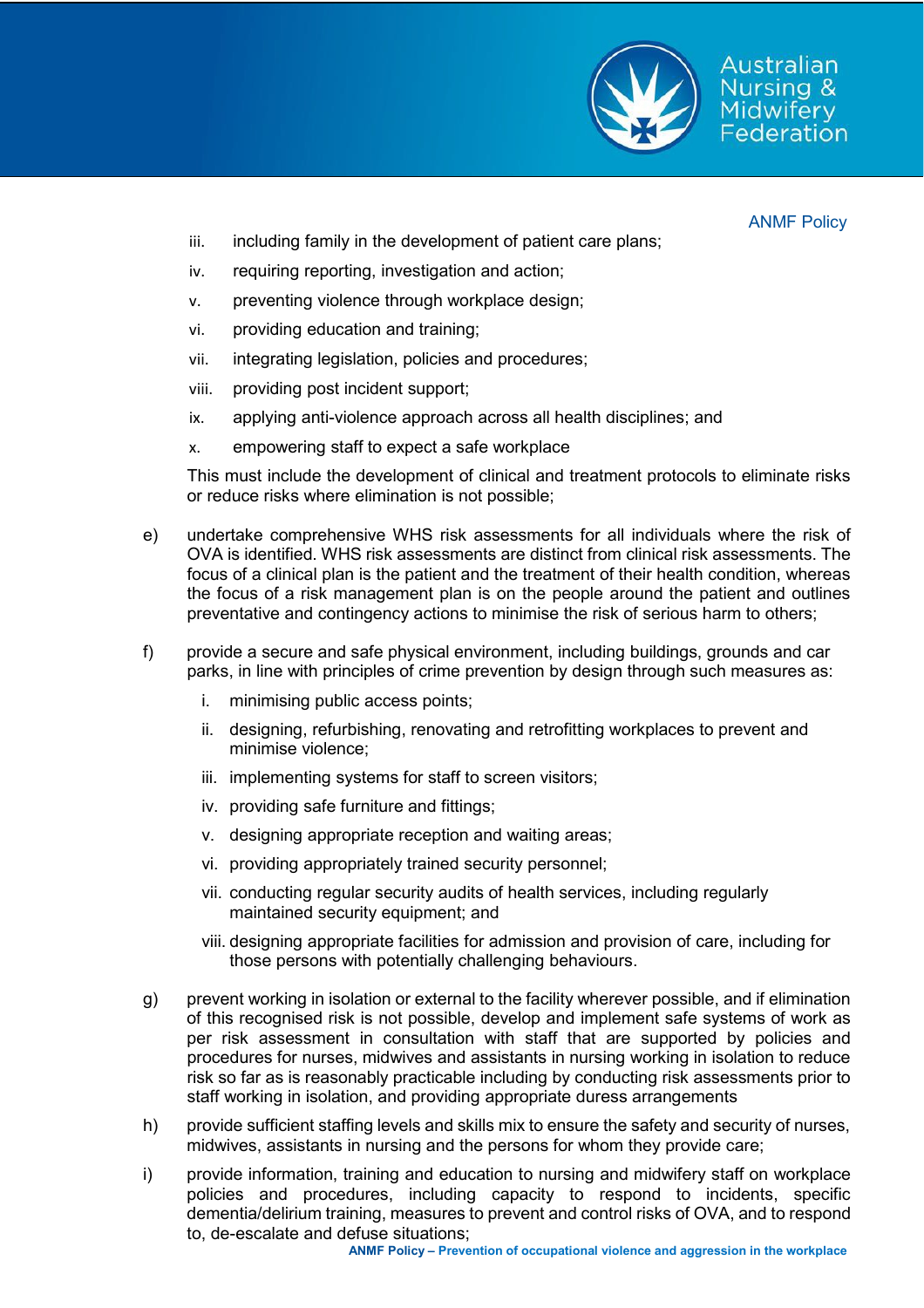iii. including family in the development of patient care plans;

iv. requiring reporting, investigation and action;

v. preventing violence through workplace design;

vi. providing education and training;

vii. integrating legislation, policies and procedures;

viii. providing post incident support;

ix. applying anti-violence approach across all health disciplines; and

x. empowering staff to expect a safe workplace

This must include the development of clinical and treatment protocols to eliminate risks or reduce risks where elimination is not possible;

e) undertake comprehensive WHS risk assessments for all individuals where the risk of OVA is identified. WHS risk assessments are distinct from clinical risk assessments. The focus of a clinical plan is the patient and the treatment of their health condition, whereas the focus of a risk management plan is on the people around the patient and outlines preventative and contingency actions to minimise the risk of serious harm to others;

f) provide a secure and safe physical environment, including buildings, grounds and car parks, in line with principles of crime prevention by design through such measures as:

   i. minimising public access points;
   
   ii. designing, refurbishing, renovating and retrofitting workplaces to prevent and minimise violence;
   
   iii. implementing systems for staff to screen visitors;
   
   iv. providing safe furniture and fittings;
   
   v. designing appropriate reception and waiting areas;
   
   vi. providing appropriately trained security personnel;
   
   vii. conducting regular security audits of health services, including regularly maintained security equipment; and
   
   viii. designing appropriate facilities for admission and provision of care, including for those persons with potentially challenging behaviours.

g) prevent working in isolation or external to the facility wherever possible, and if elimination of this recognised risk is not possible, develop and implement safe systems of work as per risk assessment in consultation with staff that are supported by policies and procedures for nurses, midwives and assistants in nursing working in isolation to reduce risk so far as is reasonably practicable including by conducting risk assessments prior to staff working in isolation, and providing appropriate duress arrangements

h) provide sufficient staffing levels and skills mix to ensure the safety and security of nurses, midwives, assistants in nursing and the persons for whom they provide care;

i) provide information, training and education to nursing and midwifery staff on workplace policies and procedures, including capacity to respond to incidents, specific dementia/delirium training, measures to prevent and control risks of OVA, and to respond to, de-escalate and defuse situations;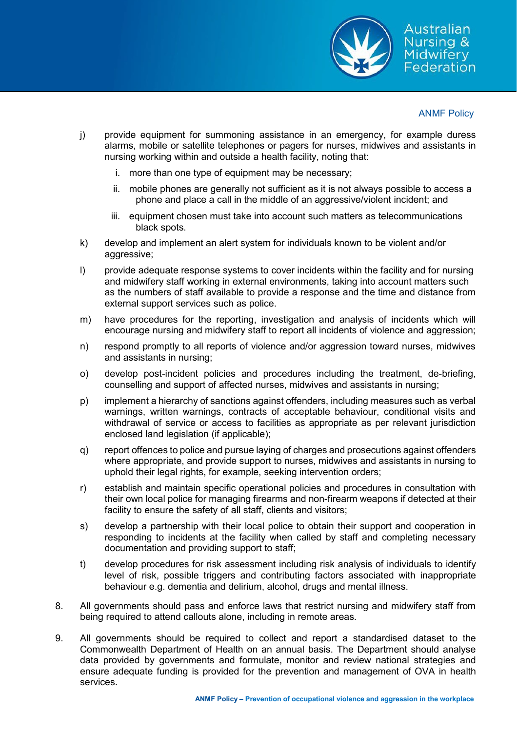j) provide equipment for summoning assistance in an emergency, for example duress alarms, mobile or satellite telephones or pagers for nurses, midwives and assistants in nursing working within and outside a health facility, noting that:

   i. more than one type of equipment may be necessary;

   ii. mobile phones are generally not sufficient as it is not always possible to access a phone and place a call in the middle of an aggressive/violent incident; and

   iii. equipment chosen must take into account such matters as telecommunications black spots.

k) develop and implement an alert system for individuals known to be violent and/or aggressive;

l) provide adequate response systems to cover incidents within the facility and for nursing and midwifery staff working in external environments, taking into account matters such as the numbers of staff available to provide a response and the time and distance from external support services such as police.

m) have procedures for the reporting, investigation and analysis of incidents which will encourage nursing and midwifery staff to report all incidents of violence and aggression;

n) respond promptly to all reports of violence and/or aggression toward nurses, midwives and assistants in nursing;

o) develop post-incident policies and procedures including the treatment, de-briefing, counselling and support of affected nurses, midwives and assistants in nursing;

p) implement a hierarchy of sanctions against offenders, including measures such as verbal warnings, written warnings, contracts of acceptable behaviour, conditional visits and withdrawal of service or access to facilities as appropriate as per relevant jurisdiction enclosed land legislation (if applicable);

q) report offences to police and pursue laying of charges and prosecutions against offenders where appropriate, and provide support to nurses, midwives and assistants in nursing to uphold their legal rights, for example, seeking intervention orders;

r) establish and maintain specific operational policies and procedures in consultation with their own local police for managing firearms and non-firearm weapons if detected at their facility to ensure the safety of all staff, clients and visitors;

s) develop a partnership with their local police to obtain their support and cooperation in responding to incidents at the facility when called by staff and completing necessary documentation and providing support to staff;

t) develop procedures for risk assessment including risk analysis of individuals to identify level of risk, possible triggers and contributing factors associated with inappropriate behaviour e.g. dementia and delirium, alcohol, drugs and mental illness.

8. All governments should pass and enforce laws that restrict nursing and midwifery staff from being required to attend callouts alone, including in remote areas.

9. All governments should be required to collect and report a standardised dataset to the Commonwealth Department of Health on an annual basis. The Department should analyse data provided by governments and formulate, monitor and review national strategies and ensure adequate funding is provided for the prevention and management of OVA in health services.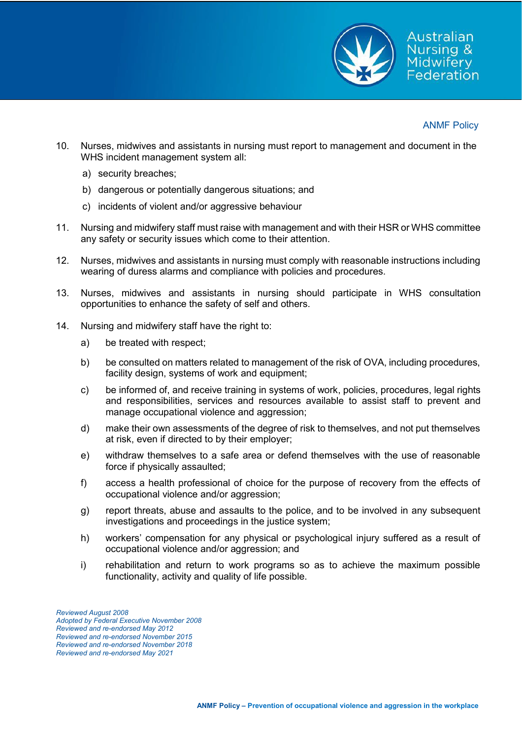10. Nurses, midwives and assistants in nursing must report to management and document in the WHS incident management system all:
    a) security breaches;
    b) dangerous or potentially dangerous situations; and
    c) incidents of violent and/or aggressive behaviour

11. Nursing and midwifery staff must raise with management and with their HSR or WHS committee any safety or security issues which come to their attention.

12. Nurses, midwives and assistants in nursing must comply with reasonable instructions including wearing of duress alarms and compliance with policies and procedures.

13. Nurses, midwives and assistants in nursing should participate in WHS consultation opportunities to enhance the safety of self and others.

14. Nursing and midwifery staff have the right to:
    a) be treated with respect;
    b) be consulted on matters related to management of the risk of OVA, including procedures, facility design, systems of work and equipment;
    c) be informed of, and receive training in systems of work, policies, procedures, legal rights and responsibilities, services and resources available to assist staff to prevent and manage occupational violence and aggression;
    d) make their own assessments of the degree of risk to themselves, and not put themselves at risk, even if directed to by their employer;
    e) withdraw themselves to a safe area or defend themselves with the use of reasonable force if physically assaulted;
    f) access a health professional of choice for the purpose of recovery from the effects of occupational violence and/or aggression;
    g) report threats, abuse and assaults to the police, and to be involved in any subsequent investigations and proceedings in the justice system;
    h) workers' compensation for any physical or psychological injury suffered as a result of occupational violence and/or aggression; and
    i) rehabilitation and return to work programs so as to achieve the maximum possible functionality, activity and quality of life possible.

*Reviewed August 2008*
*Adopted by Federal Executive November 2008*
*Reviewed and re-endorsed May 2012*
*Reviewed and re-endorsed November 2015*
*Reviewed and re-endorsed November 2018*
*Reviewed and re-endorsed May 2021*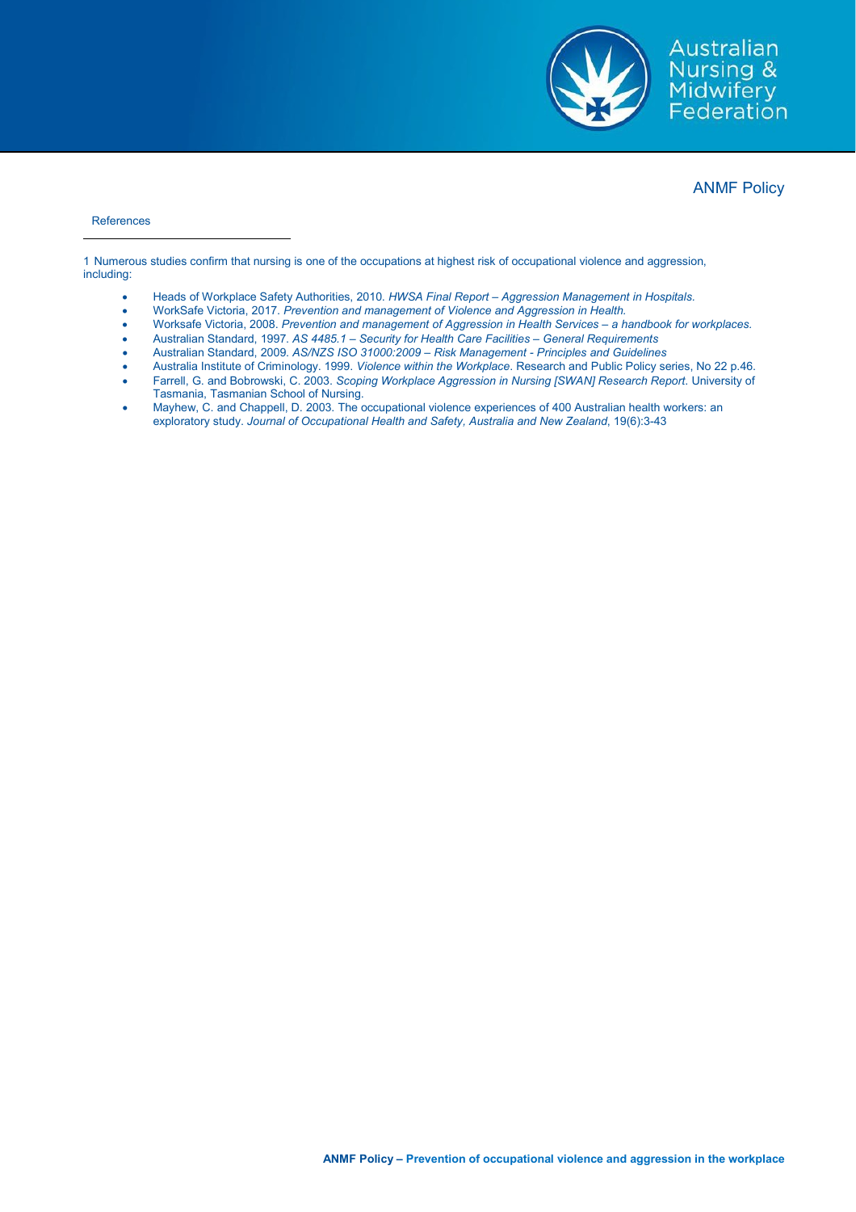References

1 Numerous studies confirm that nursing is one of the occupations at highest risk of occupational violence and aggression, including:

- Heads of Workplace Safety Authorities, 2010. *HWSA Final Report – Aggression Management in Hospitals.*
- WorkSafe Victoria, 2017. *Prevention and management of Violence and Aggression in Health.*
- Worksafe Victoria, 2008. *Prevention and management of Aggression in Health Services – a handbook for workplaces.*
- Australian Standard, 1997. *AS 4485.1 – Security for Health Care Facilities – General Requirements*
- Australian Standard, 2009. *AS/NZS ISO 31000:2009 – Risk Management - Principles and Guidelines*
- Australia Institute of Criminology. 1999. *Violence within the Workplace.* Research and Public Policy series, No 22 p.46.
- Farrell, G. and Bobrowski, C. 2003. *Scoping Workplace Aggression in Nursing [SWAN] Research Report.* University of Tasmania, Tasmanian School of Nursing.
- Mayhew, C. and Chappell, D. 2003. The occupational violence experiences of 400 Australian health workers: an exploratory study. *Journal of Occupational Health and Safety, Australia and New Zealand*, 19(6):3-43